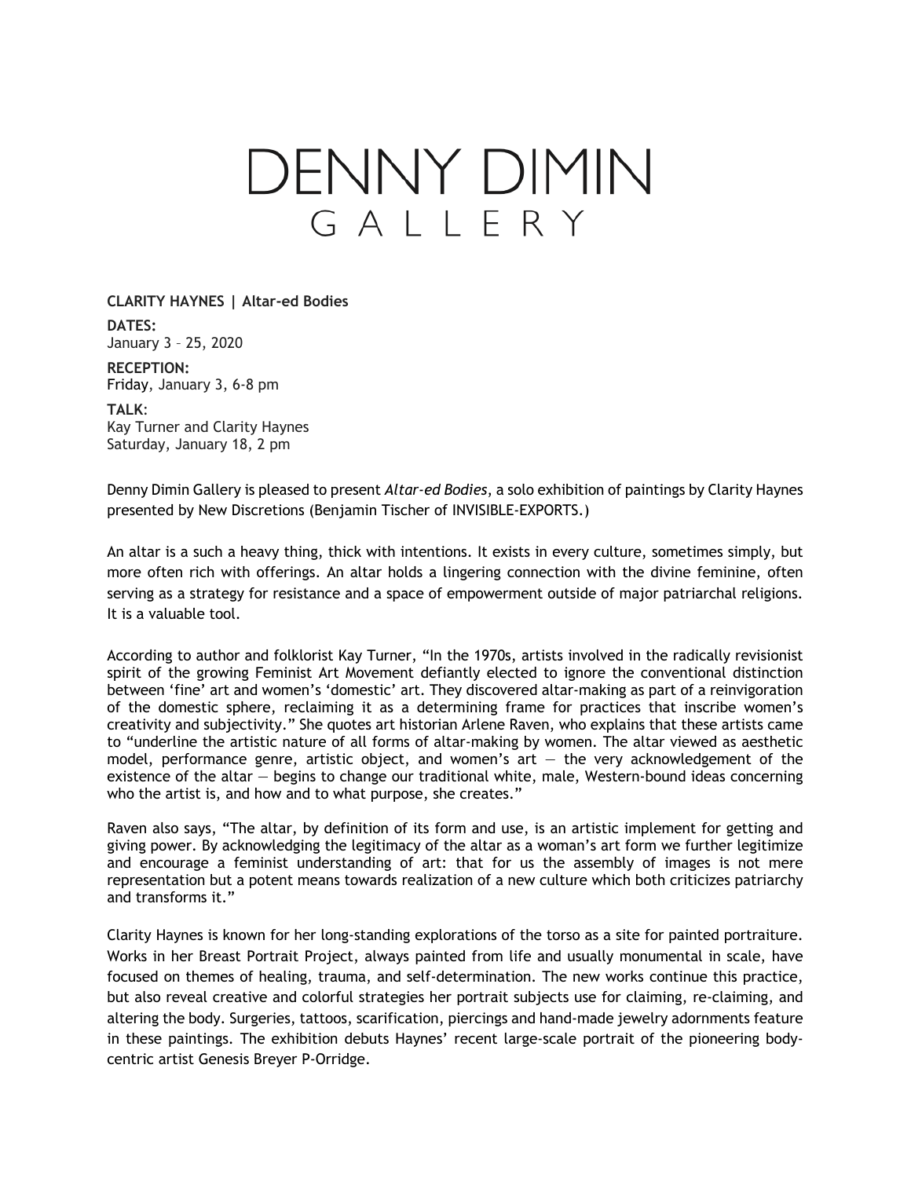# DENNY DIMIN
## GALLERY

**CLARITY HAYNES | Altar-ed Bodies**

**DATES:**
January 3 – 25, 2020

**RECEPTION:**
Friday, January 3, 6-8 pm

**TALK:**
Kay Turner and Clarity Haynes
Saturday, January 18, 2 pm

Denny Dimin Gallery is pleased to present *Altar-ed Bodies*, a solo exhibition of paintings by Clarity Haynes presented by New Discretions (Benjamin Tischer of INVISIBLE-EXPORTS.)

An altar is a such a heavy thing, thick with intentions. It exists in every culture, sometimes simply, but more often rich with offerings. An altar holds a lingering connection with the divine feminine, often serving as a strategy for resistance and a space of empowerment outside of major patriarchal religions. It is a valuable tool.

According to author and folklorist Kay Turner, "In the 1970s, artists involved in the radically revisionist spirit of the growing Feminist Art Movement defiantly elected to ignore the conventional distinction between 'fine' art and women's 'domestic' art. They discovered altar-making as part of a reinvigoration of the domestic sphere, reclaiming it as a determining frame for practices that inscribe women's creativity and subjectivity." She quotes art historian Arlene Raven, who explains that these artists came to "underline the artistic nature of all forms of altar-making by women. The altar viewed as aesthetic model, performance genre, artistic object, and women's art — the very acknowledgement of the existence of the altar — begins to change our traditional white, male, Western-bound ideas concerning who the artist is, and how and to what purpose, she creates."

Raven also says, "The altar, by definition of its form and use, is an artistic implement for getting and giving power. By acknowledging the legitimacy of the altar as a woman's art form we further legitimize and encourage a feminist understanding of art: that for us the assembly of images is not mere representation but a potent means towards realization of a new culture which both criticizes patriarchy and transforms it."

Clarity Haynes is known for her long-standing explorations of the torso as a site for painted portraiture. Works in her Breast Portrait Project, always painted from life and usually monumental in scale, have focused on themes of healing, trauma, and self-determination. The new works continue this practice, but also reveal creative and colorful strategies her portrait subjects use for claiming, re-claiming, and altering the body. Surgeries, tattoos, scarification, piercings and hand-made jewelry adornments feature in these paintings. The exhibition debuts Haynes' recent large-scale portrait of the pioneering body-centric artist Genesis Breyer P-Orridge.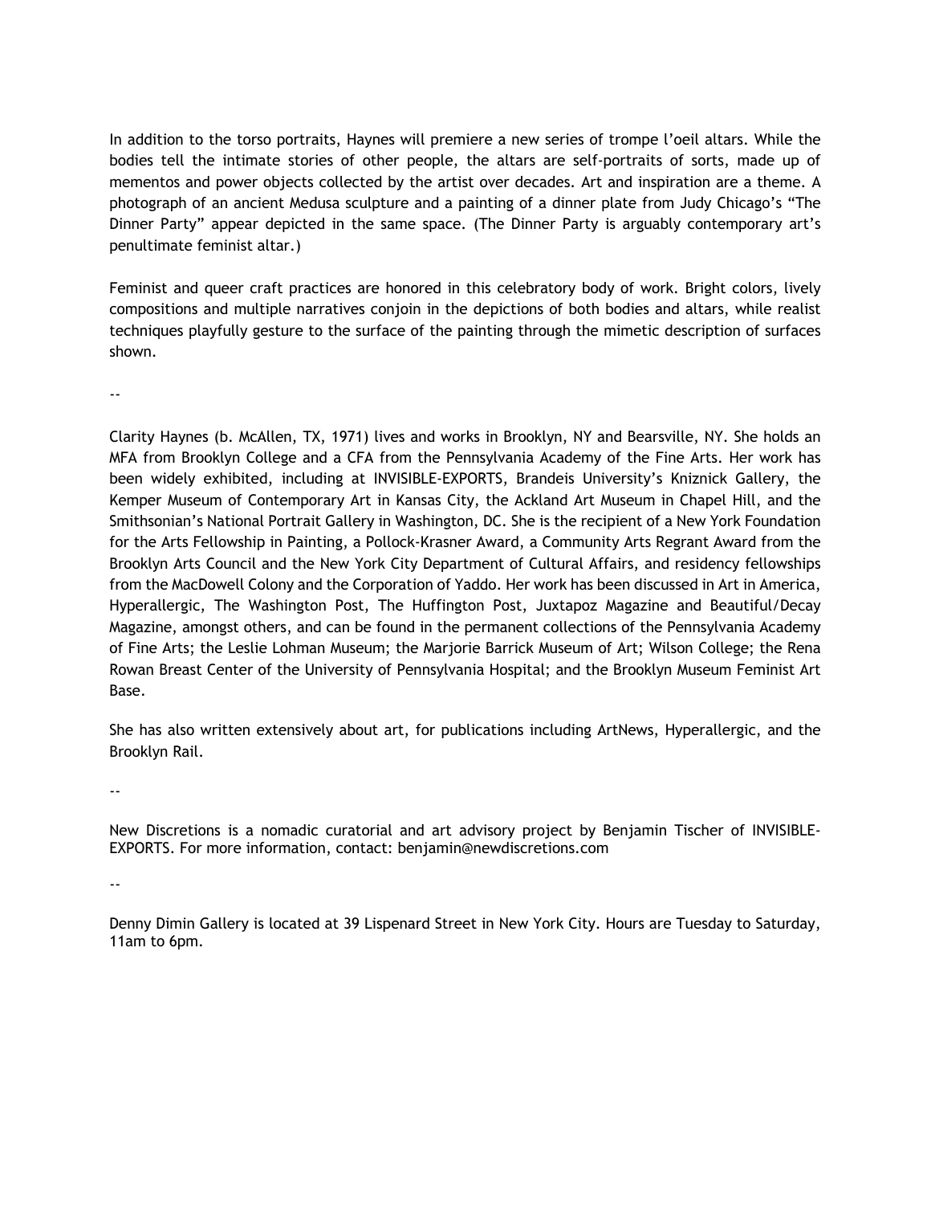In addition to the torso portraits, Haynes will premiere a new series of trompe l'oeil altars. While the bodies tell the intimate stories of other people, the altars are self-portraits of sorts, made up of mementos and power objects collected by the artist over decades. Art and inspiration are a theme. A photograph of an ancient Medusa sculpture and a painting of a dinner plate from Judy Chicago's "The Dinner Party" appear depicted in the same space. (The Dinner Party is arguably contemporary art's penultimate feminist altar.)

Feminist and queer craft practices are honored in this celebratory body of work. Bright colors, lively compositions and multiple narratives conjoin in the depictions of both bodies and altars, while realist techniques playfully gesture to the surface of the painting through the mimetic description of surfaces shown.

--

Clarity Haynes (b. McAllen, TX, 1971) lives and works in Brooklyn, NY and Bearsville, NY. She holds an MFA from Brooklyn College and a CFA from the Pennsylvania Academy of the Fine Arts. Her work has been widely exhibited, including at INVISIBLE-EXPORTS, Brandeis University's Kniznick Gallery, the Kemper Museum of Contemporary Art in Kansas City, the Ackland Art Museum in Chapel Hill, and the Smithsonian's National Portrait Gallery in Washington, DC. She is the recipient of a New York Foundation for the Arts Fellowship in Painting, a Pollock-Krasner Award, a Community Arts Regrant Award from the Brooklyn Arts Council and the New York City Department of Cultural Affairs, and residency fellowships from the MacDowell Colony and the Corporation of Yaddo. Her work has been discussed in Art in America, Hyperallergic, The Washington Post, The Huffington Post, Juxtapoz Magazine and Beautiful/Decay Magazine, amongst others, and can be found in the permanent collections of the Pennsylvania Academy of Fine Arts; the Leslie Lohman Museum; the Marjorie Barrick Museum of Art; Wilson College; the Rena Rowan Breast Center of the University of Pennsylvania Hospital; and the Brooklyn Museum Feminist Art Base.

She has also written extensively about art, for publications including ArtNews, Hyperallergic, and the Brooklyn Rail.

--

New Discretions is a nomadic curatorial and art advisory project by Benjamin Tischer of INVISIBLE-EXPORTS. For more information, contact: benjamin@newdiscretions.com

--

Denny Dimin Gallery is located at 39 Lispenard Street in New York City. Hours are Tuesday to Saturday, 11am to 6pm.